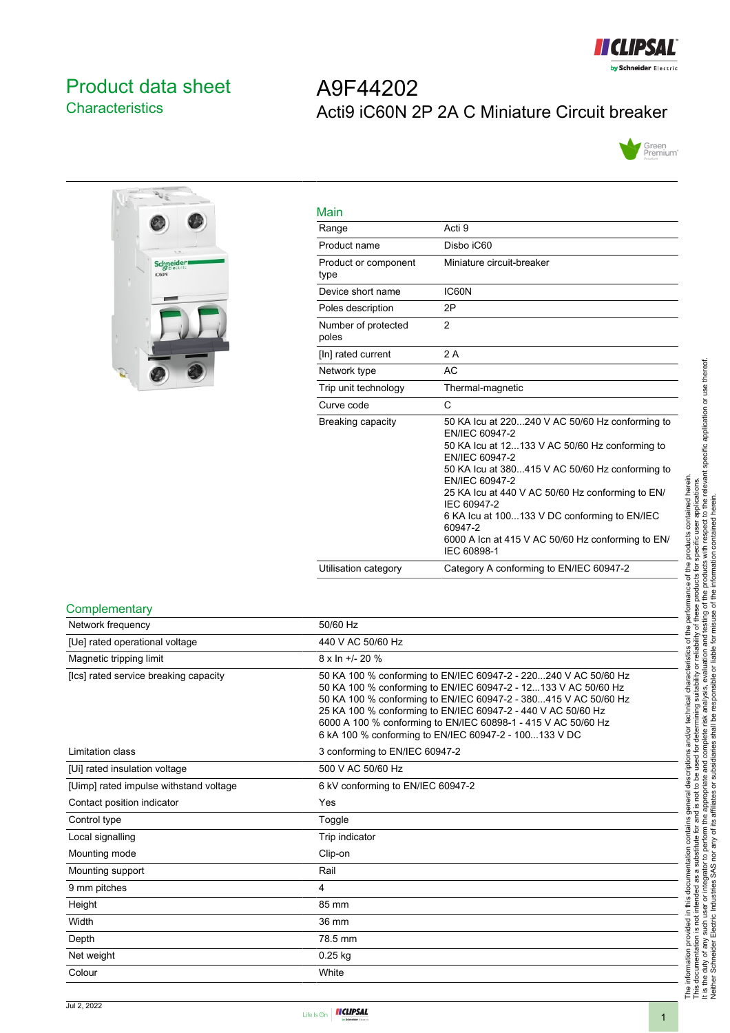# Product data sheet
## Characteristics

# A9F44202
## Acti9 iC60N 2P 2A C Miniature Circuit breaker

### Main

| | |
|---|---|
| Range | Acti 9 |
| Product name | Disbo iC60 |
| Product or component type | Miniature circuit-breaker |
| Device short name | IC60N |
| Poles description | 2P |
| Number of protected poles | 2 |
| [In] rated current | 2 A |
| Network type | AC |
| Trip unit technology | Thermal-magnetic |
| Curve code | C |
| Breaking capacity | 50 KA Icu at 220...240 V AC 50/60 Hz conforming to EN/IEC 60947-2<br>50 KA Icu at 12...133 V AC 50/60 Hz conforming to EN/IEC 60947-2<br>50 KA Icu at 380...415 V AC 50/60 Hz conforming to EN/IEC 60947-2<br>25 KA Icu at 440 V AC 50/60 Hz conforming to EN/IEC 60947-2<br>6 KA Icu at 100...133 V DC conforming to EN/IEC 60947-2<br>6000 A Icn at 415 V AC 50/60 Hz conforming to EN/IEC 60898-1 |
| Utilisation category | Category A conforming to EN/IEC 60947-2 |

### Complementary

| | |
|---|---|
| Network frequency | 50/60 Hz |
| [Ue] rated operational voltage | 440 V AC 50/60 Hz |
| Magnetic tripping limit | 8 x In +/- 20 % |
| [Ics] rated service breaking capacity | 50 KA 100 % conforming to EN/IEC 60947-2 - 220...240 V AC 50/60 Hz<br>50 KA 100 % conforming to EN/IEC 60947-2 - 12...133 V AC 50/60 Hz<br>50 KA 100 % conforming to EN/IEC 60947-2 - 380...415 V AC 50/60 Hz<br>25 KA 100 % conforming to EN/IEC 60947-2 - 440 V AC 50/60 Hz<br>6000 A 100 % conforming to EN/IEC 60898-1 - 415 V AC 50/60 Hz<br>6 kA 100 % conforming to EN/IEC 60947-2 - 100...133 V DC |
| Limitation class | 3 conforming to EN/IEC 60947-2 |
| [Ui] rated insulation voltage | 500 V AC 50/60 Hz |
| [Uimp] rated impulse withstand voltage | 6 kV conforming to EN/IEC 60947-2 |
| Contact position indicator | Yes |
| Control type | Toggle |
| Local signalling | Trip indicator |
| Mounting mode | Clip-on |
| Mounting support | Rail |
| 9 mm pitches | 4 |
| Height | 85 mm |
| Width | 36 mm |
| Depth | 78.5 mm |
| Net weight | 0.25 kg |
| Colour | White |

The information provided in this documentation contains general descriptions and/or technical characteristics of the performance of the products contained herein. This documentation is not intended as a substitute for and is not to be used for determining suitability or reliability of these products for specific user applications. It is the duty of any such user or integrator to perform the appropriate and complete risk analysis, evaluation and testing of the products with respect to the relevant specific application or use thereof. Neither Schneider Electric Industries SAS nor any of its affiliates or subsidiaries shall be responsible or liable for misuse of the information contained herein.

Jul 2, 2022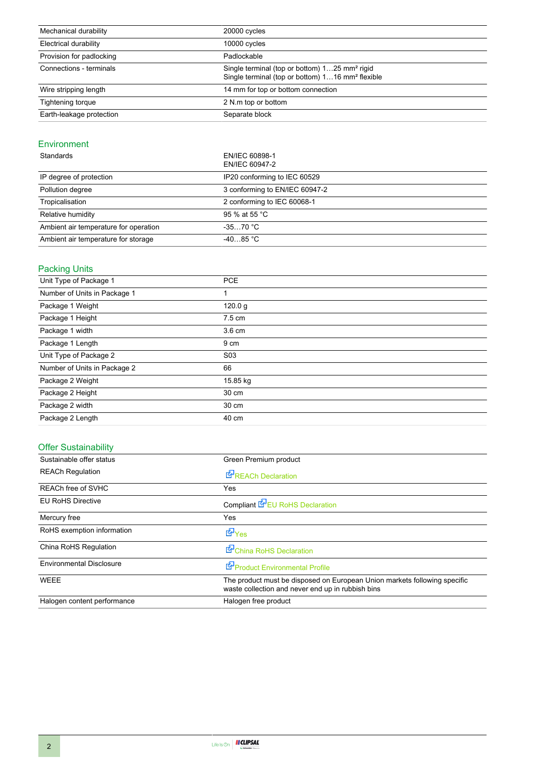| | |
|---|---|
| Mechanical durability | 20000 cycles |
| Electrical durability | 10000 cycles |
| Provision for padlocking | Padlockable |
| Connections - terminals | Single terminal (top or bottom) 1…25 mm² rigid<br>Single terminal (top or bottom) 1…16 mm² flexible |
| Wire stripping length | 14 mm for top or bottom connection |
| Tightening torque | 2 N.m top or bottom |
| Earth-leakage protection | Separate block |

## Environment

| | |
|---|---|
| Standards | EN/IEC 60898-1<br>EN/IEC 60947-2 |
| IP degree of protection | IP20 conforming to IEC 60529 |
| Pollution degree | 3 conforming to EN/IEC 60947-2 |
| Tropicalisation | 2 conforming to IEC 60068-1 |
| Relative humidity | 95 % at 55 °C |
| Ambient air temperature for operation | -35…70 °C |
| Ambient air temperature for storage | -40…85 °C |

## Packing Units

| | |
|---|---|
| Unit Type of Package 1 | PCE |
| Number of Units in Package 1 | 1 |
| Package 1 Weight | 120.0 g |
| Package 1 Height | 7.5 cm |
| Package 1 width | 3.6 cm |
| Package 1 Length | 9 cm |
| Unit Type of Package 2 | S03 |
| Number of Units in Package 2 | 66 |
| Package 2 Weight | 15.85 kg |
| Package 2 Height | 30 cm |
| Package 2 width | 30 cm |
| Package 2 Length | 40 cm |

## Offer Sustainability

| | |
|---|---|
| Sustainable offer status | Green Premium product |
| REACh Regulation | REACh Declaration |
| REACh free of SVHC | Yes |
| EU RoHS Directive | Compliant EU RoHS Declaration |
| Mercury free | Yes |
| RoHS exemption information | Yes |
| China RoHS Regulation | China RoHS Declaration |
| Environmental Disclosure | Product Environmental Profile |
| WEEE | The product must be disposed on European Union markets following specific waste collection and never end up in rubbish bins |
| Halogen content performance | Halogen free product |